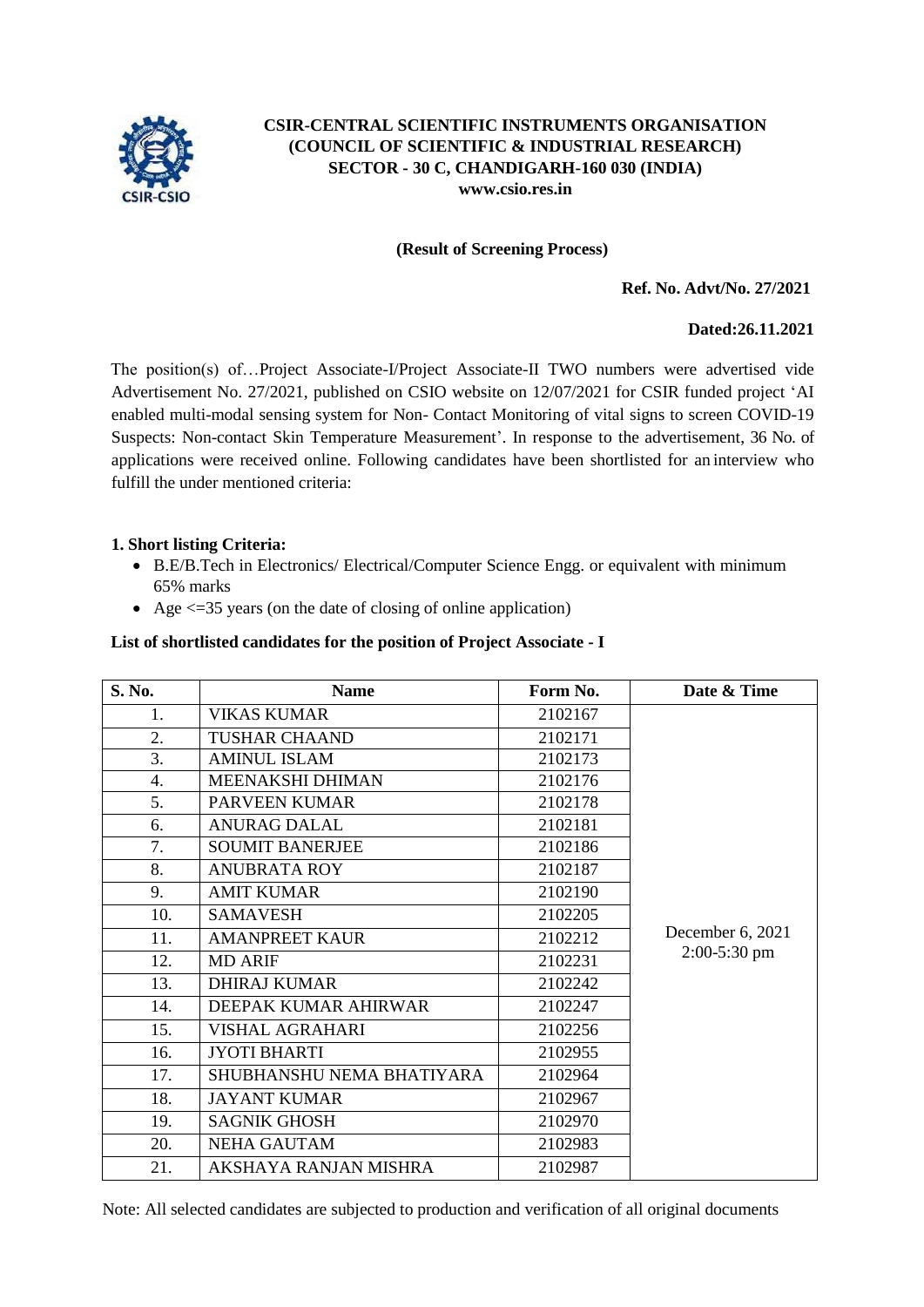**CSIR-CENTRAL SCIENTIFIC INSTRUMENTS ORGANISATION**
**(COUNCIL OF SCIENTIFIC & INDUSTRIAL RESEARCH)**
**SECTOR - 30 C, CHANDIGARH-160 030 (INDIA)**
**www.csio.res.in**

**(Result of Screening Process)**

**Ref. No. Advt/No. 27/2021**

**Dated:26.11.2021**

The position(s) of…Project Associate-I/Project Associate-II TWO numbers were advertised vide Advertisement No. 27/2021, published on CSIO website on 12/07/2021 for CSIR funded project 'AI enabled multi-modal sensing system for Non- Contact Monitoring of vital signs to screen COVID-19 Suspects: Non-contact Skin Temperature Measurement'. In response to the advertisement, 36 No. of applications were received online. Following candidates have been shortlisted for an interview who fulfill the under mentioned criteria:

**1. Short listing Criteria:**

- B.E/B.Tech in Electronics/ Electrical/Computer Science Engg. or equivalent with minimum 65% marks
- Age <=35 years (on the date of closing of online application)

**List of shortlisted candidates for the position of Project Associate - I**

| S. No. | Name | Form No. | Date & Time |
|---|---|---|---|
| 1. | VIKAS KUMAR | 2102167 | December 6, 2021 2:00-5:30 pm |
| 2. | TUSHAR CHAAND | 2102171 | |
| 3. | AMINUL ISLAM | 2102173 | |
| 4. | MEENAKSHI DHIMAN | 2102176 | |
| 5. | PARVEEN KUMAR | 2102178 | |
| 6. | ANURAG DALAL | 2102181 | |
| 7. | SOUMIT BANERJEE | 2102186 | |
| 8. | ANUBRATA ROY | 2102187 | |
| 9. | AMIT KUMAR | 2102190 | |
| 10. | SAMAVESH | 2102205 | |
| 11. | AMANPREET KAUR | 2102212 | |
| 12. | MD ARIF | 2102231 | |
| 13. | DHIRAJ KUMAR | 2102242 | |
| 14. | DEEPAK KUMAR AHIRWAR | 2102247 | |
| 15. | VISHAL AGRAHARI | 2102256 | |
| 16. | JYOTI BHARTI | 2102955 | |
| 17. | SHUBHANSHU NEMA BHATIYARA | 2102964 | |
| 18. | JAYANT KUMAR | 2102967 | |
| 19. | SAGNIK GHOSH | 2102970 | |
| 20. | NEHA GAUTAM | 2102983 | |
| 21. | AKSHAYA RANJAN MISHRA | 2102987 | |

Note: All selected candidates are subjected to production and verification of all original documents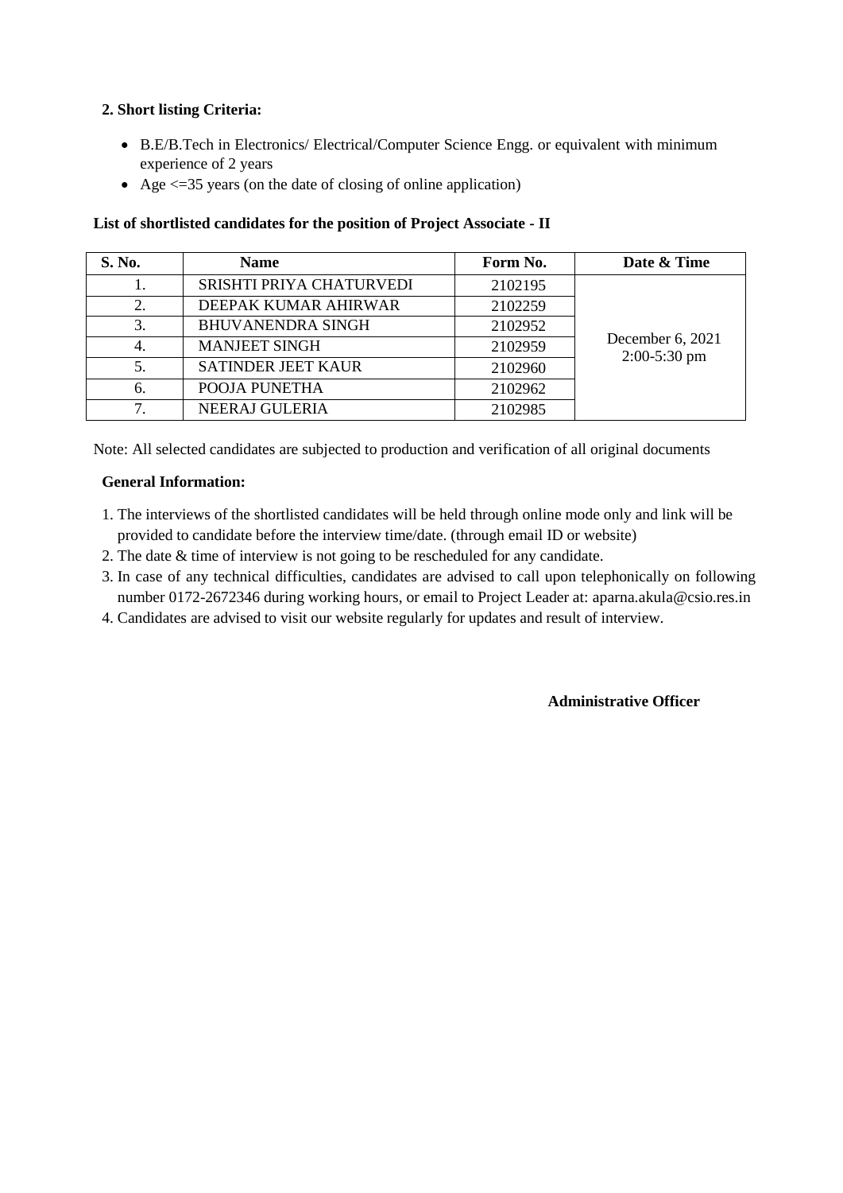**2. Short listing Criteria:**

- B.E/B.Tech in Electronics/ Electrical/Computer Science Engg. or equivalent with minimum experience of 2 years
- Age <=35 years (on the date of closing of online application)

**List of shortlisted candidates for the position of Project Associate - II**

| S. No. | Name | Form No. | Date & Time |
|---|---|---|---|
| 1. | SRISHTI PRIYA CHATURVEDI | 2102195 | December 6, 2021 2:00-5:30 pm |
| 2. | DEEPAK KUMAR AHIRWAR | 2102259 | |
| 3. | BHUVANENDRA SINGH | 2102952 | |
| 4. | MANJEET SINGH | 2102959 | |
| 5. | SATINDER JEET KAUR | 2102960 | |
| 6. | POOJA PUNETHA | 2102962 | |
| 7. | NEERAJ GULERIA | 2102985 | |

Note: All selected candidates are subjected to production and verification of all original documents

**General Information:**

1. The interviews of the shortlisted candidates will be held through online mode only and link will be provided to candidate before the interview time/date. (through email ID or website)
2. The date & time of interview is not going to be rescheduled for any candidate.
3. In case of any technical difficulties, candidates are advised to call upon telephonically on following number 0172-2672346 during working hours, or email to Project Leader at: aparna.akula@csio.res.in
4. Candidates are advised to visit our website regularly for updates and result of interview.

**Administrative Officer**